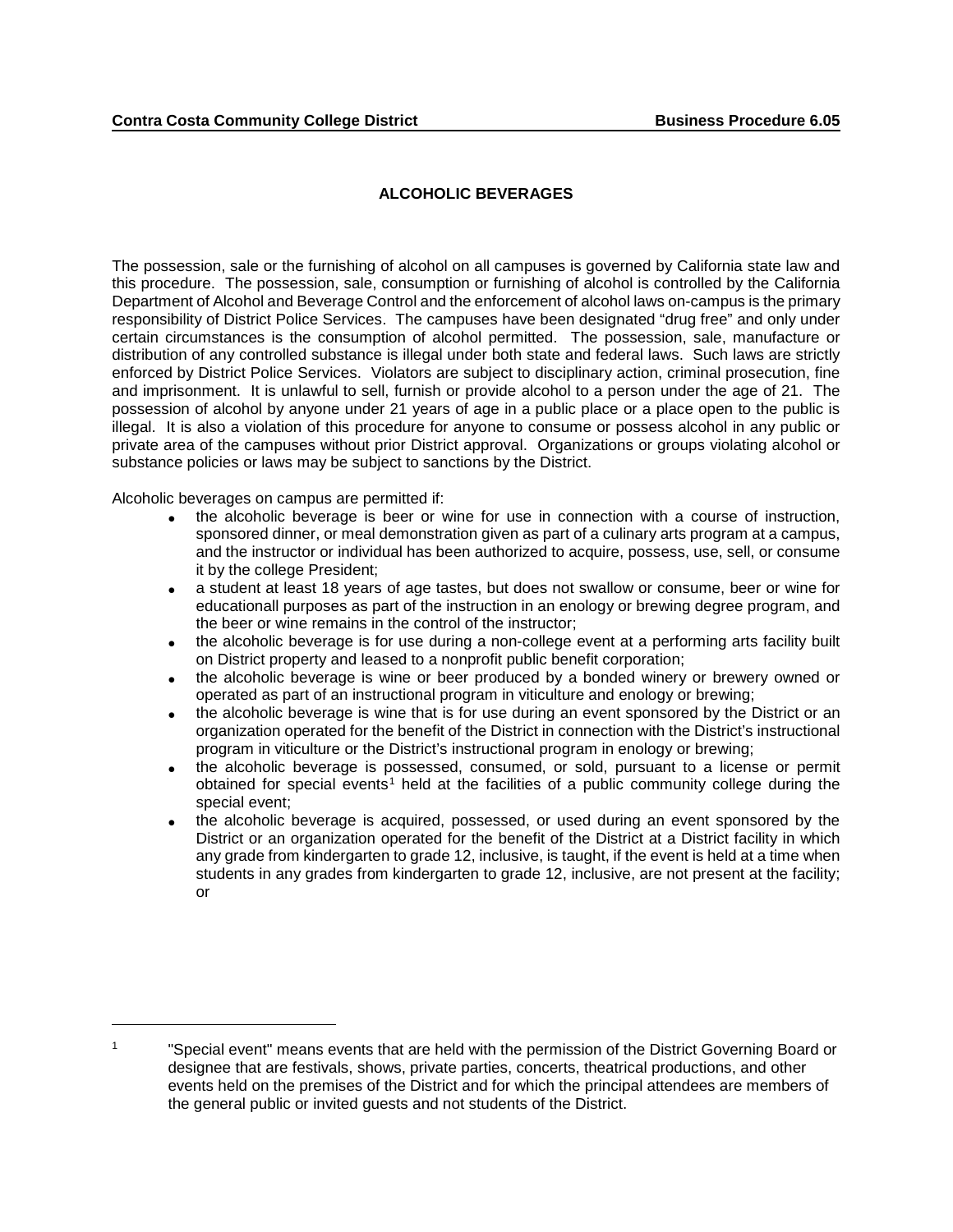**Contra Costa Community College District** **Business Procedure 6.05**

## ALCOHOLIC BEVERAGES

The possession, sale or the furnishing of alcohol on all campuses is governed by California state law and this procedure. The possession, sale, consumption or furnishing of alcohol is controlled by the California Department of Alcohol and Beverage Control and the enforcement of alcohol laws on-campus is the primary responsibility of District Police Services. The campuses have been designated "drug free" and only under certain circumstances is the consumption of alcohol permitted. The possession, sale, manufacture or distribution of any controlled substance is illegal under both state and federal laws. Such laws are strictly enforced by District Police Services. Violators are subject to disciplinary action, criminal prosecution, fine and imprisonment. It is unlawful to sell, furnish or provide alcohol to a person under the age of 21. The possession of alcohol by anyone under 21 years of age in a public place or a place open to the public is illegal. It is also a violation of this procedure for anyone to consume or possess alcohol in any public or private area of the campuses without prior District approval. Organizations or groups violating alcohol or substance policies or laws may be subject to sanctions by the District.

Alcoholic beverages on campus are permitted if:

- the alcoholic beverage is beer or wine for use in connection with a course of instruction, sponsored dinner, or meal demonstration given as part of a culinary arts program at a campus, and the instructor or individual has been authorized to acquire, possess, use, sell, or consume it by the college President;
- a student at least 18 years of age tastes, but does not swallow or consume, beer or wine for educationall purposes as part of the instruction in an enology or brewing degree program, and the beer or wine remains in the control of the instructor;
- the alcoholic beverage is for use during a non-college event at a performing arts facility built on District property and leased to a nonprofit public benefit corporation;
- the alcoholic beverage is wine or beer produced by a bonded winery or brewery owned or operated as part of an instructional program in viticulture and enology or brewing;
- the alcoholic beverage is wine that is for use during an event sponsored by the District or an organization operated for the benefit of the District in connection with the District's instructional program in viticulture or the District's instructional program in enology or brewing;
- the alcoholic beverage is possessed, consumed, or sold, pursuant to a license or permit obtained for special events[1] held at the facilities of a public community college during the special event;
- the alcoholic beverage is acquired, possessed, or used during an event sponsored by the District or an organization operated for the benefit of the District at a District facility in which any grade from kindergarten to grade 12, inclusive, is taught, if the event is held at a time when students in any grades from kindergarten to grade 12, inclusive, are not present at the facility; or

---

[1] "Special event" means events that are held with the permission of the District Governing Board or designee that are festivals, shows, private parties, concerts, theatrical productions, and other events held on the premises of the District and for which the principal attendees are members of the general public or invited guests and not students of the District.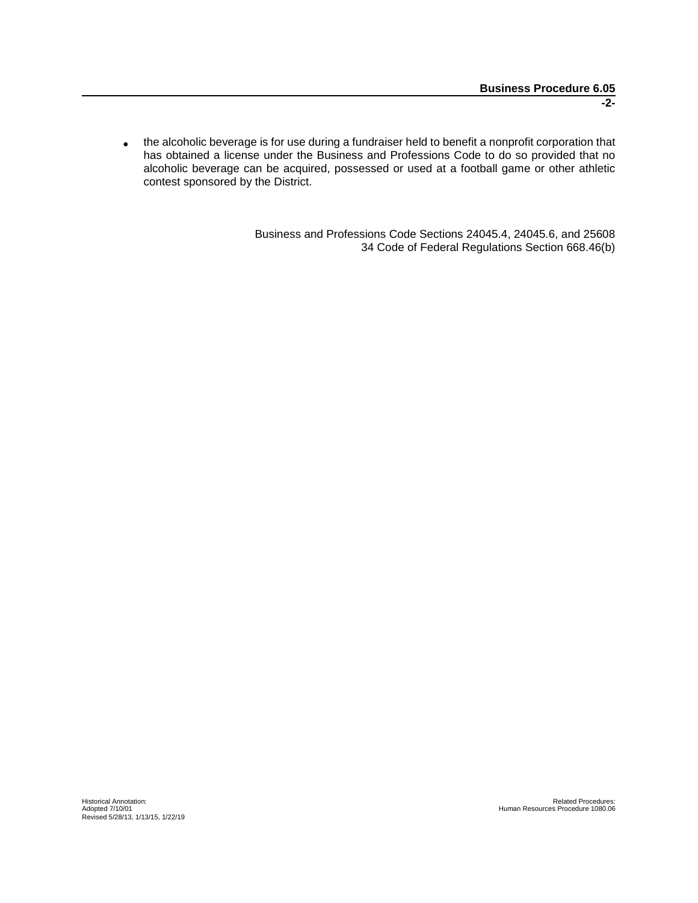- the alcoholic beverage is for use during a fundraiser held to benefit a nonprofit corporation that has obtained a license under the Business and Professions Code to do so provided that no alcoholic beverage can be acquired, possessed or used at a football game or other athletic contest sponsored by the District.

Business and Professions Code Sections 24045.4, 24045.6, and 25608
34 Code of Federal Regulations Section 668.46(b)

Historical Annotation:
Adopted 7/10/01
Revised 5/28/13, 1/13/15, 1/22/19

Related Procedures:
Human Resources Procedure 1080.06